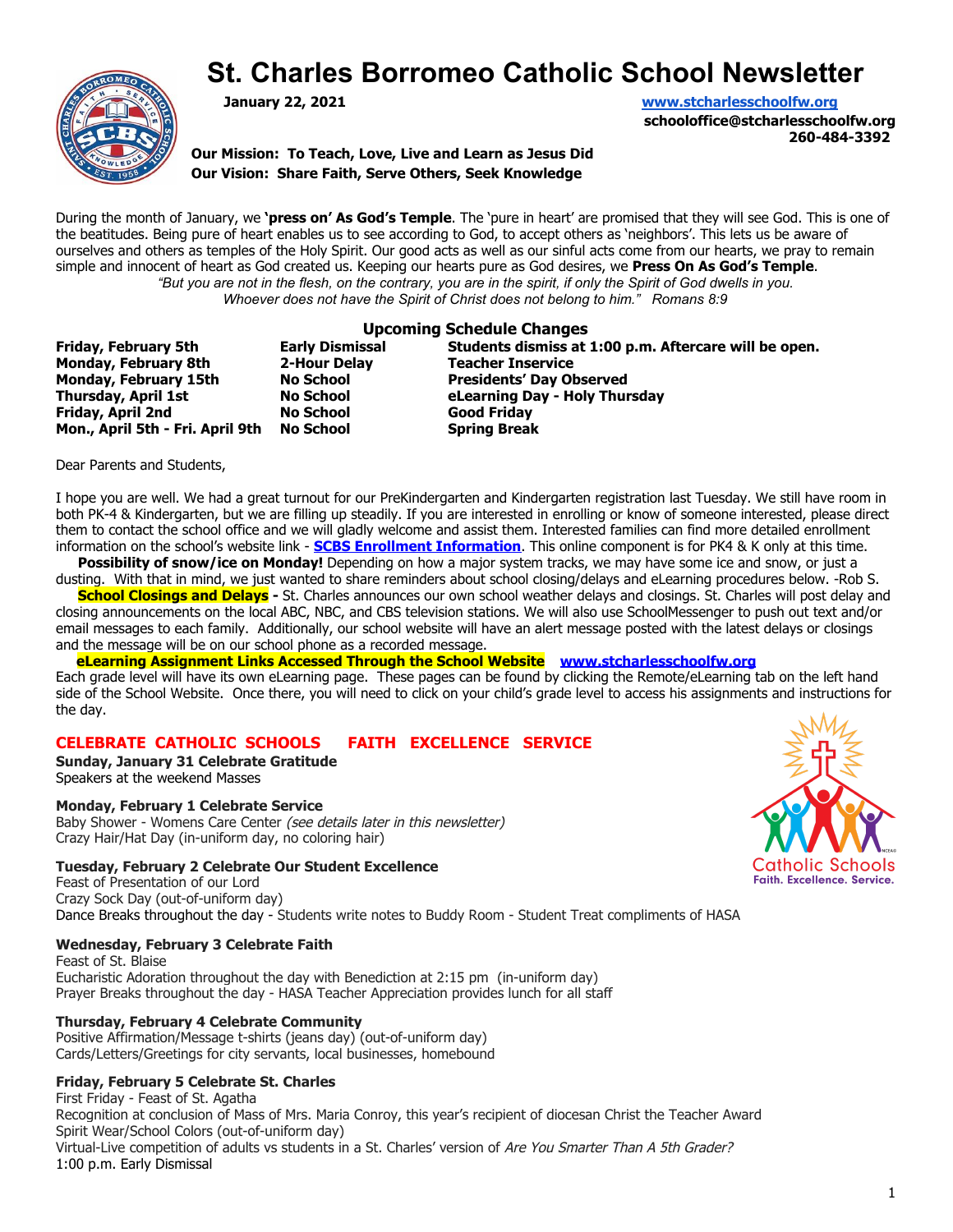# St. Charles Borromeo Catholic School Newsletter

**January 22, 2021**

www.stcharlesschoolfw.org
**schooloffice@stcharlesschoolfw.org**
**260-484-3392**

**Our Mission: To Teach, Love, Live and Learn as Jesus Did**
**Our Vision: Share Faith, Serve Others, Seek Knowledge**

During the month of January, we **'press on' As God's Temple**. The 'pure in heart' are promised that they will see God. This is one of the beatitudes. Being pure of heart enables us to see according to God, to accept others as 'neighbors'. This lets us be aware of ourselves and others as temples of the Holy Spirit. Our good acts as well as our sinful acts come from our hearts, we pray to remain simple and innocent of heart as God created us. Keeping our hearts pure as God desires, we **Press On As God's Temple**.

*"But you are not in the flesh, on the contrary, you are in the spirit, if only the Spirit of God dwells in you. Whoever does not have the Spirit of Christ does not belong to him." Romans 8:9*

## Upcoming Schedule Changes

| | | |
|---|---|---|
| **Friday, February 5th** | **Early Dismissal** | **Students dismiss at 1:00 p.m. Aftercare will be open.** |
| **Monday, February 8th** | **2-Hour Delay** | **Teacher Inservice** |
| **Monday, February 15th** | **No School** | **Presidents' Day Observed** |
| **Thursday, April 1st** | **No School** | **eLearning Day - Holy Thursday** |
| **Friday, April 2nd** | **No School** | **Good Friday** |
| **Mon., April 5th - Fri. April 9th** | **No School** | **Spring Break** |

Dear Parents and Students,

I hope you are well. We had a great turnout for our PreKindergarten and Kindergarten registration last Tuesday. We still have room in both PK-4 & Kindergarten, but we are filling up steadily. If you are interested in enrolling or know of someone interested, please direct them to contact the school office and we will gladly welcome and assist them. Interested families can find more detailed enrollment information on the school's website link - **SCBS Enrollment Information**. This online component is for PK4 & K only at this time.

**Possibility of snow/ice on Monday!** Depending on how a major system tracks, we may have some ice and snow, or just a dusting. With that in mind, we just wanted to share reminders about school closing/delays and eLearning procedures below. -Rob S.

**School Closings and Delays -** St. Charles announces our own school weather delays and closings. St. Charles will post delay and closing announcements on the local ABC, NBC, and CBS television stations. We will also use SchoolMessenger to push out text and/or email messages to each family. Additionally, our school website will have an alert message posted with the latest delays or closings and the message will be on our school phone as a recorded message.

**eLearning Assignment Links Accessed Through the School Website** www.stcharlesschoolfw.org

Each grade level will have its own eLearning page. These pages can be found by clicking the Remote/eLearning tab on the left hand side of the School Website. Once there, you will need to click on your child's grade level to access his assignments and instructions for the day.

## CELEBRATE CATHOLIC SCHOOLS FAITH EXCELLENCE SERVICE

**Sunday, January 31 Celebrate Gratitude**
Speakers at the weekend Masses

**Monday, February 1 Celebrate Service**
Baby Shower - Womens Care Center *(see details later in this newsletter)*
Crazy Hair/Hat Day (in-uniform day, no coloring hair)

**Tuesday, February 2 Celebrate Our Student Excellence**
Feast of Presentation of our Lord
Crazy Sock Day (out-of-uniform day)
Dance Breaks throughout the day - Students write notes to Buddy Room - Student Treat compliments of HASA

**Wednesday, February 3 Celebrate Faith**
Feast of St. Blaise
Eucharistic Adoration throughout the day with Benediction at 2:15 pm (in-uniform day)
Prayer Breaks throughout the day - HASA Teacher Appreciation provides lunch for all staff

**Thursday, February 4 Celebrate Community**
Positive Affirmation/Message t-shirts (jeans day) (out-of-uniform day)
Cards/Letters/Greetings for city servants, local businesses, homebound

**Friday, February 5 Celebrate St. Charles**
First Friday - Feast of St. Agatha
Recognition at conclusion of Mass of Mrs. Maria Conroy, this year's recipient of diocesan Christ the Teacher Award
Spirit Wear/School Colors (out-of-uniform day)
Virtual-Live competition of adults vs students in a St. Charles' version of *Are You Smarter Than A 5th Grader?*
1:00 p.m. Early Dismissal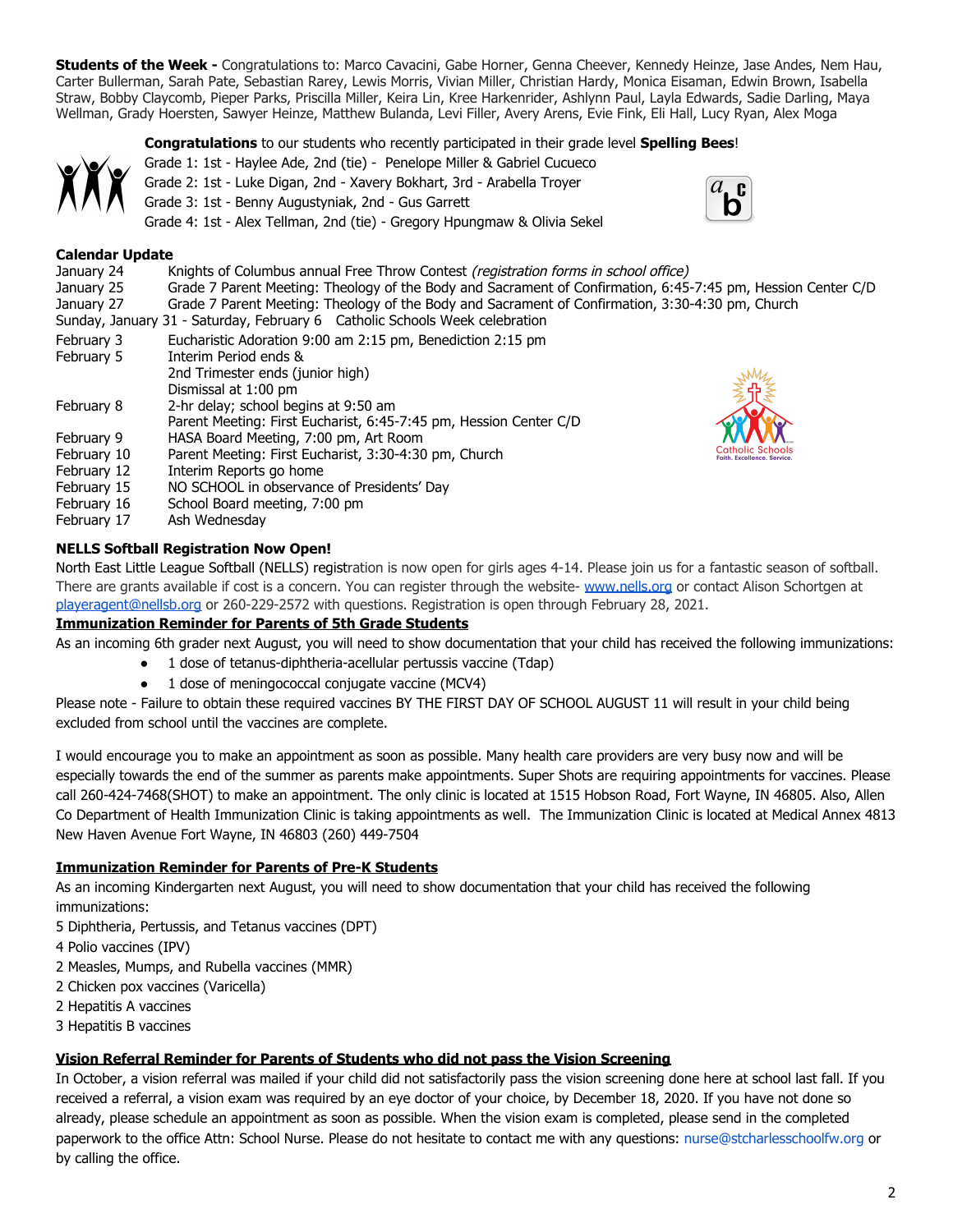**Students of the Week -** Congratulations to: Marco Cavacini, Gabe Horner, Genna Cheever, Kennedy Heinze, Jase Andes, Nem Hau, Carter Bullerman, Sarah Pate, Sebastian Rarey, Lewis Morris, Vivian Miller, Christian Hardy, Monica Eisaman, Edwin Brown, Isabella Straw, Bobby Claycomb, Pieper Parks, Priscilla Miller, Keira Lin, Kree Harkenrider, Ashlynn Paul, Layla Edwards, Sadie Darling, Maya Wellman, Grady Hoersten, Sawyer Heinze, Matthew Bulanda, Levi Filler, Avery Arens, Evie Fink, Eli Hall, Lucy Ryan, Alex Moga

**Congratulations** to our students who recently participated in their grade level **Spelling Bees**!
Grade 1: 1st - Haylee Ade, 2nd (tie) - Penelope Miller & Gabriel Cucueco
Grade 2: 1st - Luke Digan, 2nd - Xavery Bokhart, 3rd - Arabella Troyer
Grade 3: 1st - Benny Augustyniak, 2nd - Gus Garrett
Grade 4: 1st - Alex Tellman, 2nd (tie) - Gregory Hpungmaw & Olivia Sekel

**Calendar Update**

| | |
|---|---|
| January 24 | Knights of Columbus annual Free Throw Contest *(registration forms in school office)* |
| January 25 | Grade 7 Parent Meeting: Theology of the Body and Sacrament of Confirmation, 6:45-7:45 pm, Hession Center C/D |
| January 27 | Grade 7 Parent Meeting: Theology of the Body and Sacrament of Confirmation, 3:30-4:30 pm, Church |
| Sunday, January 31 - Saturday, February 6 | Catholic Schools Week celebration |
| February 3 | Eucharistic Adoration 9:00 am 2:15 pm, Benediction 2:15 pm |
| February 5 | Interim Period ends & 2nd Trimester ends (junior high) Dismissal at 1:00 pm |
| February 8 | 2-hr delay; school begins at 9:50 am; Parent Meeting: First Eucharist, 6:45-7:45 pm, Hession Center C/D |
| February 9 | HASA Board Meeting, 7:00 pm, Art Room |
| February 10 | Parent Meeting: First Eucharist, 3:30-4:30 pm, Church |
| February 12 | Interim Reports go home |
| February 15 | NO SCHOOL in observance of Presidents' Day |
| February 16 | School Board meeting, 7:00 pm |
| February 17 | Ash Wednesday |

**NELLS Softball Registration Now Open!**

North East Little League Softball (NELLS) registration is now open for girls ages 4-14. Please join us for a fantastic season of softball. There are grants available if cost is a concern. You can register through the website- www.nells.org or contact Alison Schortgen at playeragent@nellsb.org or 260-229-2572 with questions. Registration is open through February 28, 2021.

**Immunization Reminder for Parents of 5th Grade Students**

As an incoming 6th grader next August, you will need to show documentation that your child has received the following immunizations:

- 1 dose of tetanus-diphtheria-acellular pertussis vaccine (Tdap)
- 1 dose of meningococcal conjugate vaccine (MCV4)

Please note - Failure to obtain these required vaccines BY THE FIRST DAY OF SCHOOL AUGUST 11 will result in your child being excluded from school until the vaccines are complete.

I would encourage you to make an appointment as soon as possible. Many health care providers are very busy now and will be especially towards the end of the summer as parents make appointments. Super Shots are requiring appointments for vaccines. Please call 260-424-7468(SHOT) to make an appointment. The only clinic is located at 1515 Hobson Road, Fort Wayne, IN 46805. Also, Allen Co Department of Health Immunization Clinic is taking appointments as well. The Immunization Clinic is located at Medical Annex 4813 New Haven Avenue Fort Wayne, IN 46803 (260) 449-7504

**Immunization Reminder for Parents of Pre-K Students**

As an incoming Kindergarten next August, you will need to show documentation that your child has received the following immunizations:

5 Diphtheria, Pertussis, and Tetanus vaccines (DPT)
4 Polio vaccines (IPV)
2 Measles, Mumps, and Rubella vaccines (MMR)
2 Chicken pox vaccines (Varicella)
2 Hepatitis A vaccines
3 Hepatitis B vaccines

**Vision Referral Reminder for Parents of Students who did not pass the Vision Screening**

In October, a vision referral was mailed if your child did not satisfactorily pass the vision screening done here at school last fall. If you received a referral, a vision exam was required by an eye doctor of your choice, by December 18, 2020. If you have not done so already, please schedule an appointment as soon as possible. When the vision exam is completed, please send in the completed paperwork to the office Attn: School Nurse. Please do not hesitate to contact me with any questions: nurse@stcharlesschoolfw.org or by calling the office.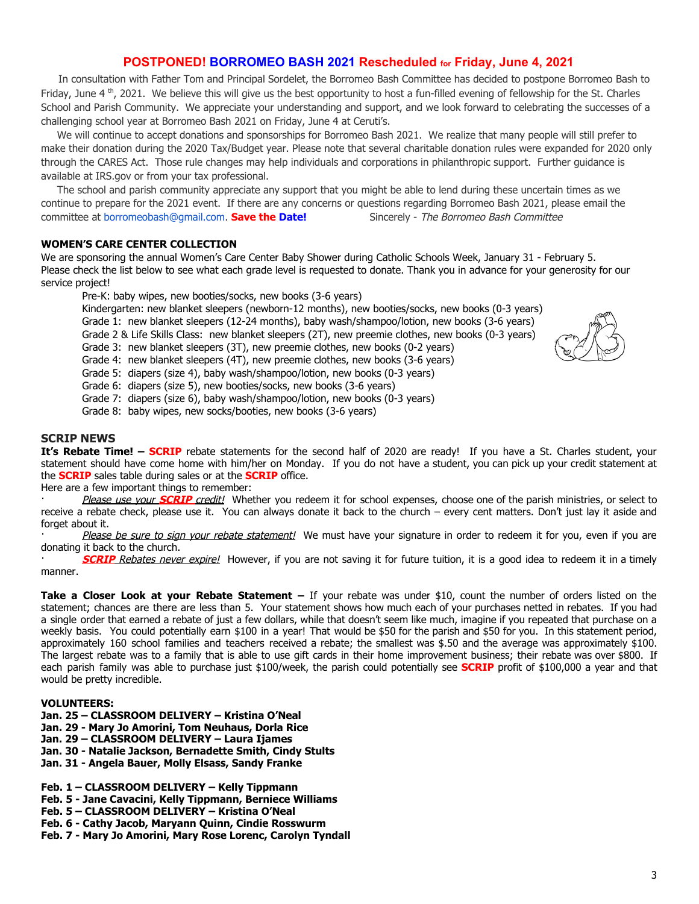## POSTPONED! BORROMEO BASH 2021 Rescheduled for Friday, June 4, 2021

In consultation with Father Tom and Principal Sordelet, the Borromeo Bash Committee has decided to postpone Borromeo Bash to Friday, June 4[th], 2021. We believe this will give us the best opportunity to host a fun-filled evening of fellowship for the St. Charles School and Parish Community. We appreciate your understanding and support, and we look forward to celebrating the successes of a challenging school year at Borromeo Bash 2021 on Friday, June 4 at Ceruti's.

We will continue to accept donations and sponsorships for Borromeo Bash 2021. We realize that many people will still prefer to make their donation during the 2020 Tax/Budget year. Please note that several charitable donation rules were expanded for 2020 only through the CARES Act. Those rule changes may help individuals and corporations in philanthropic support. Further guidance is available at IRS.gov or from your tax professional.

The school and parish community appreciate any support that you might be able to lend during these uncertain times as we continue to prepare for the 2021 event. If there are any concerns or questions regarding Borromeo Bash 2021, please email the committee at borromeobash@gmail.com. **Save the Date!** Sincerely - *The Borromeo Bash Committee*

### WOMEN'S CARE CENTER COLLECTION

We are sponsoring the annual Women's Care Center Baby Shower during Catholic Schools Week, January 31 - February 5. Please check the list below to see what each grade level is requested to donate. Thank you in advance for your generosity for our service project!

- Pre-K: baby wipes, new booties/socks, new books (3-6 years)
- Kindergarten: new blanket sleepers (newborn-12 months), new booties/socks, new books (0-3 years)
- Grade 1: new blanket sleepers (12-24 months), baby wash/shampoo/lotion, new books (3-6 years)
- Grade 2 & Life Skills Class: new blanket sleepers (2T), new preemie clothes, new books (0-3 years)
- Grade 3: new blanket sleepers (3T), new preemie clothes, new books (0-2 years)
- Grade 4: new blanket sleepers (4T), new preemie clothes, new books (3-6 years)
- Grade 5: diapers (size 4), baby wash/shampoo/lotion, new books (0-3 years)
- Grade 6: diapers (size 5), new booties/socks, new books (3-6 years)
- Grade 7: diapers (size 6), baby wash/shampoo/lotion, new books (0-3 years)
- Grade 8: baby wipes, new socks/booties, new books (3-6 years)

## SCRIP NEWS

**It's Rebate Time! – SCRIP** rebate statements for the second half of 2020 are ready! If you have a St. Charles student, your statement should have come home with him/her on Monday. If you do not have a student, you can pick up your credit statement at the **SCRIP** sales table during sales or at the **SCRIP** office.

Here are a few important things to remember:

- *Please use your **SCRIP** credit!* Whether you redeem it for school expenses, choose one of the parish ministries, or select to receive a rebate check, please use it. You can always donate it back to the church – every cent matters. Don't just lay it aside and forget about it.
- *Please be sure to sign your rebate statement!* We must have your signature in order to redeem it for you, even if you are donating it back to the church.
- ***SCRIP** Rebates never expire!* However, if you are not saving it for future tuition, it is a good idea to redeem it in a timely manner.

**Take a Closer Look at your Rebate Statement –** If your rebate was under $10, count the number of orders listed on the statement; chances are there are less than 5. Your statement shows how much each of your purchases netted in rebates. If you had a single order that earned a rebate of just a few dollars, while that doesn't seem like much, imagine if you repeated that purchase on a weekly basis. You could potentially earn $100 in a year! That would be $50 for the parish and $50 for you. In this statement period, approximately 160 school families and teachers received a rebate; the smallest was $.50 and the average was approximately $100. The largest rebate was to a family that is able to use gift cards in their home improvement business; their rebate was over $800. If each parish family was able to purchase just $100/week, the parish could potentially see **SCRIP** profit of $100,000 a year and that would be pretty incredible.

**VOLUNTEERS:**

**Jan. 25 – CLASSROOM DELIVERY – Kristina O'Neal**
**Jan. 29 - Mary Jo Amorini, Tom Neuhaus, Dorla Rice**
**Jan. 29 – CLASSROOM DELIVERY – Laura Ijames**
**Jan. 30 - Natalie Jackson, Bernadette Smith, Cindy Stults**
**Jan. 31 - Angela Bauer, Molly Elsass, Sandy Franke**

**Feb. 1 – CLASSROOM DELIVERY – Kelly Tippmann**
**Feb. 5 - Jane Cavacini, Kelly Tippmann, Berniece Williams**
**Feb. 5 – CLASSROOM DELIVERY – Kristina O'Neal**
**Feb. 6 - Cathy Jacob, Maryann Quinn, Cindie Rosswurm**
**Feb. 7 - Mary Jo Amorini, Mary Rose Lorenc, Carolyn Tyndall**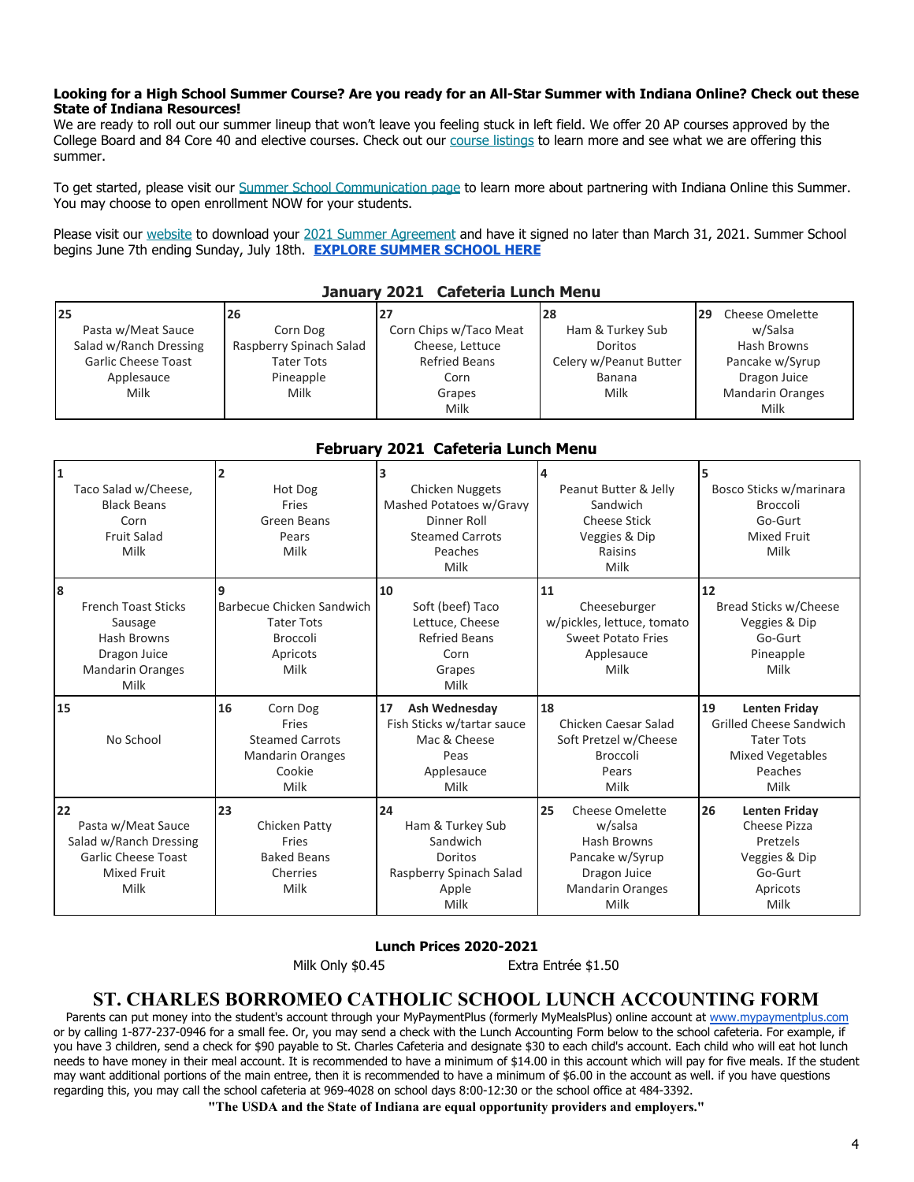**Looking for a High School Summer Course? Are you ready for an All-Star Summer with Indiana Online? Check out these State of Indiana Resources!**

We are ready to roll out our summer lineup that won't leave you feeling stuck in left field. We offer 20 AP courses approved by the College Board and 84 Core 40 and elective courses. Check out our course listings to learn more and see what we are offering this summer.

To get started, please visit our Summer School Communication page to learn more about partnering with Indiana Online this Summer. You may choose to open enrollment NOW for your students.

Please visit our website to download your 2021 Summer Agreement and have it signed no later than March 31, 2021. Summer School begins June 7th ending Sunday, July 18th. **EXPLORE SUMMER SCHOOL HERE**

## January 2021 Cafeteria Lunch Menu

| | | | | |
|---|---|---|---|---|
| **25** Pasta w/Meat Sauce, Salad w/Ranch Dressing, Garlic Cheese Toast, Applesauce, Milk | **26** Corn Dog, Raspberry Spinach Salad, Tater Tots, Pineapple, Milk | **27** Corn Chips w/Taco Meat, Cheese, Lettuce, Refried Beans, Corn, Grapes, Milk | **28** Ham & Turkey Sub, Doritos, Celery w/Peanut Butter, Banana, Milk | **29** Cheese Omelette w/Salsa, Hash Browns, Pancake w/Syrup, Dragon Juice, Mandarin Oranges, Milk |

## February 2021 Cafeteria Lunch Menu

| | | | | |
|---|---|---|---|---|
| **1** Taco Salad w/Cheese, Black Beans, Corn, Fruit Salad, Milk | **2** Hot Dog, Fries, Green Beans, Pears, Milk | **3** Chicken Nuggets, Mashed Potatoes w/Gravy, Dinner Roll, Steamed Carrots, Peaches, Milk | **4** Peanut Butter & Jelly Sandwich, Cheese Stick, Veggies & Dip, Raisins, Milk | **5** Bosco Sticks w/marinara, Broccoli, Go-Gurt, Mixed Fruit, Milk |
| **8** French Toast Sticks, Sausage, Hash Browns, Dragon Juice, Mandarin Oranges, Milk | **9** Barbecue Chicken Sandwich, Tater Tots, Broccoli, Apricots, Milk | **10** Soft (beef) Taco, Lettuce, Cheese, Refried Beans, Corn, Grapes, Milk | **11** Cheeseburger w/pickles, lettuce, tomato, Sweet Potato Fries, Applesauce, Milk | **12** Bread Sticks w/Cheese, Veggies & Dip, Go-Gurt, Pineapple, Milk |
| **15** No School | **16** Corn Dog, Fries, Steamed Carrots, Mandarin Oranges, Cookie, Milk | **17 Ash Wednesday** Fish Sticks w/tartar sauce, Mac & Cheese, Peas, Applesauce, Milk | **18** Chicken Caesar Salad, Soft Pretzel w/Cheese, Broccoli, Pears, Milk | **19 Lenten Friday** Grilled Cheese Sandwich, Tater Tots, Mixed Vegetables, Peaches, Milk |
| **22** Pasta w/Meat Sauce, Salad w/Ranch Dressing, Garlic Cheese Toast, Mixed Fruit, Milk | **23** Chicken Patty, Fries, Baked Beans, Cherries, Milk | **24** Ham & Turkey Sub Sandwich, Doritos, Raspberry Spinach Salad, Apple, Milk | **25** Cheese Omelette w/salsa, Hash Browns, Pancake w/Syrup, Dragon Juice, Mandarin Oranges, Milk | **26 Lenten Friday** Cheese Pizza, Pretzels, Veggies & Dip, Go-Gurt, Apricots, Milk |

**Lunch Prices 2020-2021**

Milk Only $0.45 Extra Entrée $1.50

## ST. CHARLES BORROMEO CATHOLIC SCHOOL LUNCH ACCOUNTING FORM

Parents can put money into the student's account through your MyPaymentPlus (formerly MyMealsPlus) online account at www.mypaymentplus.com or by calling 1-877-237-0946 for a small fee. Or, you may send a check with the Lunch Accounting Form below to the school cafeteria. For example, if you have 3 children, send a check for $90 payable to St. Charles Cafeteria and designate $30 to each child's account. Each child who will eat hot lunch needs to have money in their meal account. It is recommended to have a minimum of $14.00 in this account which will pay for five meals. If the student may want additional portions of the main entree, then it is recommended to have a minimum of $6.00 in the account as well. if you have questions regarding this, you may call the school cafeteria at 969-4028 on school days 8:00-12:30 or the school office at 484-3392.

**"The USDA and the State of Indiana are equal opportunity providers and employers."**